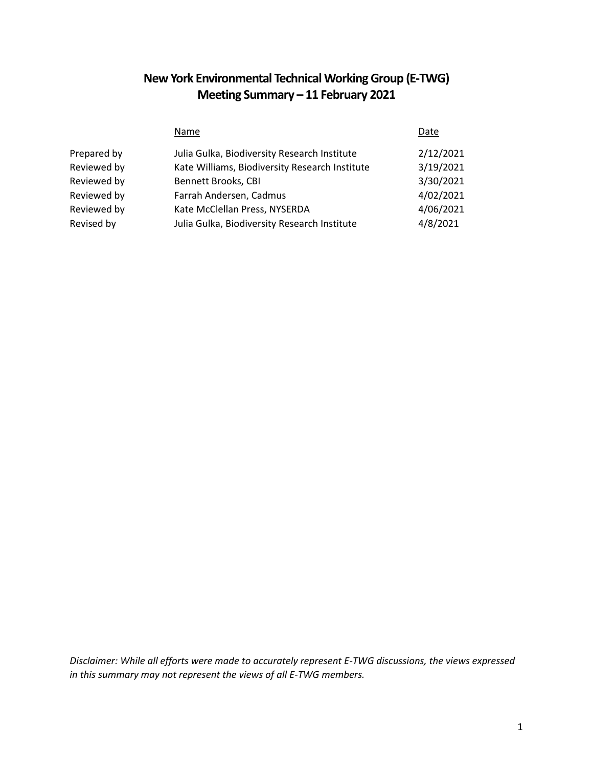# New York Environmental Technical Working Group (E-TWG)
# Meeting Summary – 11 February 2021

| | Name | Date |
|---|---|---|
| Prepared by | Julia Gulka, Biodiversity Research Institute | 2/12/2021 |
| Reviewed by | Kate Williams, Biodiversity Research Institute | 3/19/2021 |
| Reviewed by | Bennett Brooks, CBI | 3/30/2021 |
| Reviewed by | Farrah Andersen, Cadmus | 4/02/2021 |
| Reviewed by | Kate McClellan Press, NYSERDA | 4/06/2021 |
| Revised by | Julia Gulka, Biodiversity Research Institute | 4/8/2021 |

*Disclaimer: While all efforts were made to accurately represent E-TWG discussions, the views expressed in this summary may not represent the views of all E-TWG members.*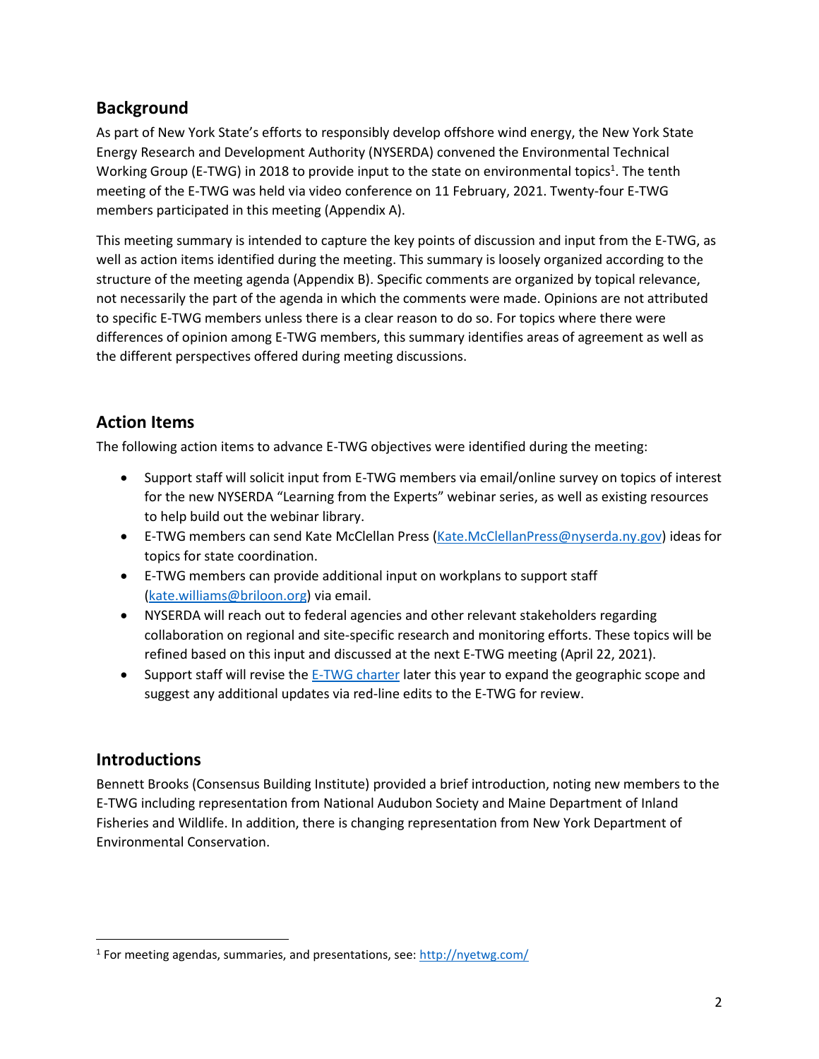## Background

As part of New York State's efforts to responsibly develop offshore wind energy, the New York State Energy Research and Development Authority (NYSERDA) convened the Environmental Technical Working Group (E-TWG) in 2018 to provide input to the state on environmental topics[1]. The tenth meeting of the E-TWG was held via video conference on 11 February, 2021. Twenty-four E-TWG members participated in this meeting (Appendix A).

This meeting summary is intended to capture the key points of discussion and input from the E-TWG, as well as action items identified during the meeting. This summary is loosely organized according to the structure of the meeting agenda (Appendix B). Specific comments are organized by topical relevance, not necessarily the part of the agenda in which the comments were made. Opinions are not attributed to specific E-TWG members unless there is a clear reason to do so. For topics where there were differences of opinion among E-TWG members, this summary identifies areas of agreement as well as the different perspectives offered during meeting discussions.

## Action Items

The following action items to advance E-TWG objectives were identified during the meeting:

- Support staff will solicit input from E-TWG members via email/online survey on topics of interest for the new NYSERDA "Learning from the Experts" webinar series, as well as existing resources to help build out the webinar library.
- E-TWG members can send Kate McClellan Press (Kate.McClellanPress@nyserda.ny.gov) ideas for topics for state coordination.
- E-TWG members can provide additional input on workplans to support staff (kate.williams@briloon.org) via email.
- NYSERDA will reach out to federal agencies and other relevant stakeholders regarding collaboration on regional and site-specific research and monitoring efforts. These topics will be refined based on this input and discussed at the next E-TWG meeting (April 22, 2021).
- Support staff will revise the E-TWG charter later this year to expand the geographic scope and suggest any additional updates via red-line edits to the E-TWG for review.

## Introductions

Bennett Brooks (Consensus Building Institute) provided a brief introduction, noting new members to the E-TWG including representation from National Audubon Society and Maine Department of Inland Fisheries and Wildlife. In addition, there is changing representation from New York Department of Environmental Conservation.

---

[1] For meeting agendas, summaries, and presentations, see: http://nyetwg.com/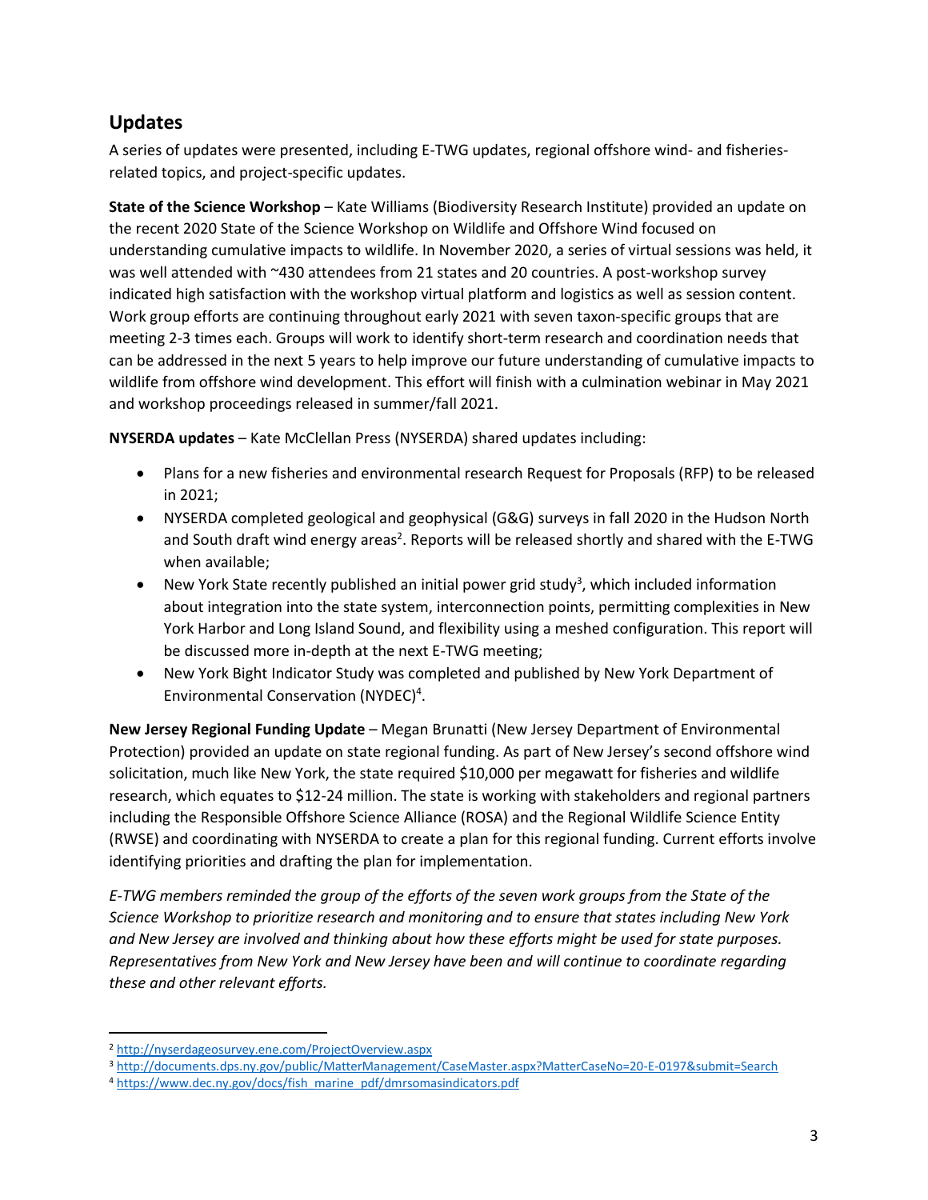## Updates

A series of updates were presented, including E-TWG updates, regional offshore wind- and fisheries-related topics, and project-specific updates.

**State of the Science Workshop** – Kate Williams (Biodiversity Research Institute) provided an update on the recent 2020 State of the Science Workshop on Wildlife and Offshore Wind focused on understanding cumulative impacts to wildlife. In November 2020, a series of virtual sessions was held, it was well attended with ~430 attendees from 21 states and 20 countries. A post-workshop survey indicated high satisfaction with the workshop virtual platform and logistics as well as session content. Work group efforts are continuing throughout early 2021 with seven taxon-specific groups that are meeting 2-3 times each. Groups will work to identify short-term research and coordination needs that can be addressed in the next 5 years to help improve our future understanding of cumulative impacts to wildlife from offshore wind development. This effort will finish with a culmination webinar in May 2021 and workshop proceedings released in summer/fall 2021.

**NYSERDA updates** – Kate McClellan Press (NYSERDA) shared updates including:

- Plans for a new fisheries and environmental research Request for Proposals (RFP) to be released in 2021;
- NYSERDA completed geological and geophysical (G&G) surveys in fall 2020 in the Hudson North and South draft wind energy areas[2]. Reports will be released shortly and shared with the E-TWG when available;
- New York State recently published an initial power grid study[3], which included information about integration into the state system, interconnection points, permitting complexities in New York Harbor and Long Island Sound, and flexibility using a meshed configuration. This report will be discussed more in-depth at the next E-TWG meeting;
- New York Bight Indicator Study was completed and published by New York Department of Environmental Conservation (NYDEC)[4].

**New Jersey Regional Funding Update** – Megan Brunatti (New Jersey Department of Environmental Protection) provided an update on state regional funding. As part of New Jersey's second offshore wind solicitation, much like New York, the state required $10,000 per megawatt for fisheries and wildlife research, which equates to $12-24 million. The state is working with stakeholders and regional partners including the Responsible Offshore Science Alliance (ROSA) and the Regional Wildlife Science Entity (RWSE) and coordinating with NYSERDA to create a plan for this regional funding. Current efforts involve identifying priorities and drafting the plan for implementation.

*E-TWG members reminded the group of the efforts of the seven work groups from the State of the Science Workshop to prioritize research and monitoring and to ensure that states including New York and New Jersey are involved and thinking about how these efforts might be used for state purposes. Representatives from New York and New Jersey have been and will continue to coordinate regarding these and other relevant efforts.*

---

[2] http://nyserdageosurvey.ene.com/ProjectOverview.aspx

[3] http://documents.dps.ny.gov/public/MatterManagement/CaseMaster.aspx?MatterCaseNo=20-E-0197&submit=Search

[4] https://www.dec.ny.gov/docs/fish_marine_pdf/dmrsomasindicators.pdf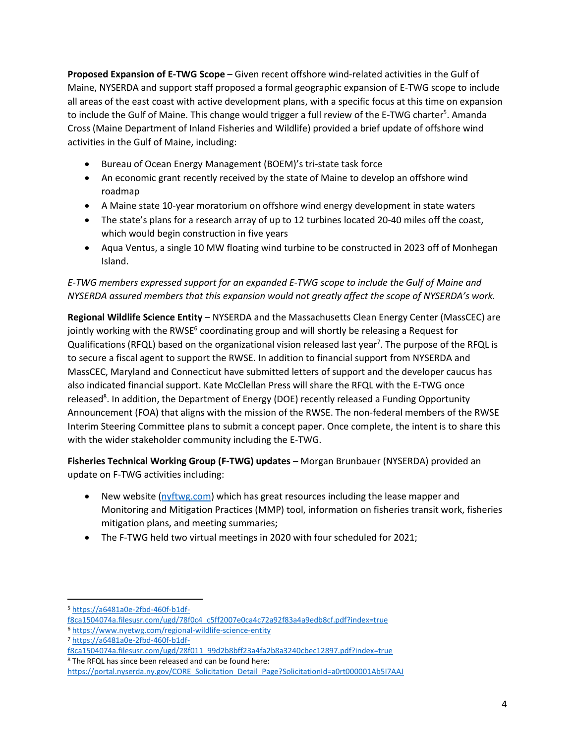**Proposed Expansion of E-TWG Scope** – Given recent offshore wind-related activities in the Gulf of Maine, NYSERDA and support staff proposed a formal geographic expansion of E-TWG scope to include all areas of the east coast with active development plans, with a specific focus at this time on expansion to include the Gulf of Maine. This change would trigger a full review of the E-TWG charter[5]. Amanda Cross (Maine Department of Inland Fisheries and Wildlife) provided a brief update of offshore wind activities in the Gulf of Maine, including:

- Bureau of Ocean Energy Management (BOEM)'s tri-state task force
- An economic grant recently received by the state of Maine to develop an offshore wind roadmap
- A Maine state 10-year moratorium on offshore wind energy development in state waters
- The state's plans for a research array of up to 12 turbines located 20-40 miles off the coast, which would begin construction in five years
- Aqua Ventus, a single 10 MW floating wind turbine to be constructed in 2023 off of Monhegan Island.

*E-TWG members expressed support for an expanded E-TWG scope to include the Gulf of Maine and NYSERDA assured members that this expansion would not greatly affect the scope of NYSERDA's work.*

**Regional Wildlife Science Entity** – NYSERDA and the Massachusetts Clean Energy Center (MassCEC) are jointly working with the RWSE[6] coordinating group and will shortly be releasing a Request for Qualifications (RFQL) based on the organizational vision released last year[7]. The purpose of the RFQL is to secure a fiscal agent to support the RWSE. In addition to financial support from NYSERDA and MassCEC, Maryland and Connecticut have submitted letters of support and the developer caucus has also indicated financial support. Kate McClellan Press will share the RFQL with the E-TWG once released[8]. In addition, the Department of Energy (DOE) recently released a Funding Opportunity Announcement (FOA) that aligns with the mission of the RWSE. The non-federal members of the RWSE Interim Steering Committee plans to submit a concept paper. Once complete, the intent is to share this with the wider stakeholder community including the E-TWG.

**Fisheries Technical Working Group (F-TWG) updates** – Morgan Brunbauer (NYSERDA) provided an update on F-TWG activities including:

- New website (nyftwg.com) which has great resources including the lease mapper and Monitoring and Mitigation Practices (MMP) tool, information on fisheries transit work, fisheries mitigation plans, and meeting summaries;
- The F-TWG held two virtual meetings in 2020 with four scheduled for 2021;

---

[5] https://a6481a0e-2fbd-460f-b1df-f8ca1504074a.filesusr.com/ugd/78f0c4_c5ff2007e0ca4c72a92f83a4a9edb8cf.pdf?index=true

[6] https://www.nyetwg.com/regional-wildlife-science-entity

[7] https://a6481a0e-2fbd-460f-b1df-f8ca1504074a.filesusr.com/ugd/28f011_99d2b8bff23a4fa2b8a3240cbec12897.pdf?index=true

[8] The RFQL has since been released and can be found here: https://portal.nyserda.ny.gov/CORE_Solicitation_Detail_Page?SolicitationId=a0rt000001Ab5I7AAJ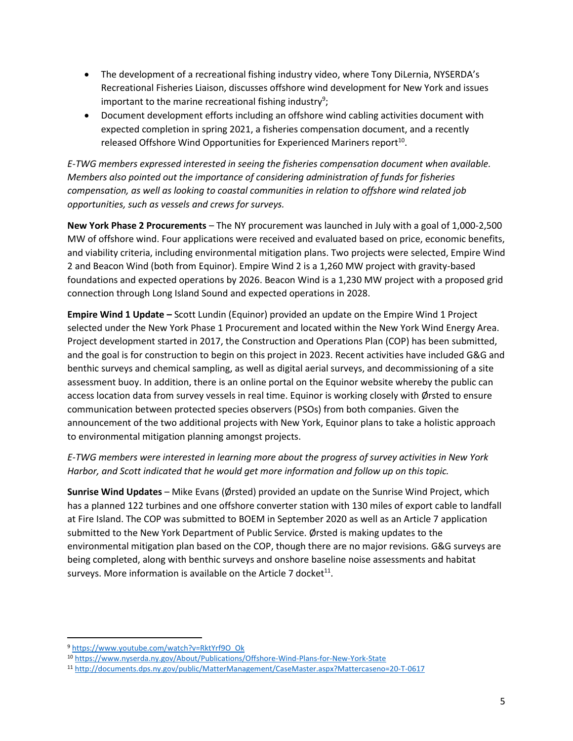- The development of a recreational fishing industry video, where Tony DiLernia, NYSERDA's Recreational Fisheries Liaison, discusses offshore wind development for New York and issues important to the marine recreational fishing industry[9];
- Document development efforts including an offshore wind cabling activities document with expected completion in spring 2021, a fisheries compensation document, and a recently released Offshore Wind Opportunities for Experienced Mariners report[10].

*E-TWG members expressed interested in seeing the fisheries compensation document when available. Members also pointed out the importance of considering administration of funds for fisheries compensation, as well as looking to coastal communities in relation to offshore wind related job opportunities, such as vessels and crews for surveys.*

**New York Phase 2 Procurements** – The NY procurement was launched in July with a goal of 1,000-2,500 MW of offshore wind. Four applications were received and evaluated based on price, economic benefits, and viability criteria, including environmental mitigation plans. Two projects were selected, Empire Wind 2 and Beacon Wind (both from Equinor). Empire Wind 2 is a 1,260 MW project with gravity-based foundations and expected operations by 2026. Beacon Wind is a 1,230 MW project with a proposed grid connection through Long Island Sound and expected operations in 2028.

**Empire Wind 1 Update –** Scott Lundin (Equinor) provided an update on the Empire Wind 1 Project selected under the New York Phase 1 Procurement and located within the New York Wind Energy Area. Project development started in 2017, the Construction and Operations Plan (COP) has been submitted, and the goal is for construction to begin on this project in 2023. Recent activities have included G&G and benthic surveys and chemical sampling, as well as digital aerial surveys, and decommissioning of a site assessment buoy. In addition, there is an online portal on the Equinor website whereby the public can access location data from survey vessels in real time. Equinor is working closely with Ørsted to ensure communication between protected species observers (PSOs) from both companies. Given the announcement of the two additional projects with New York, Equinor plans to take a holistic approach to environmental mitigation planning amongst projects.

*E-TWG members were interested in learning more about the progress of survey activities in New York Harbor, and Scott indicated that he would get more information and follow up on this topic.*

**Sunrise Wind Updates** – Mike Evans (Ørsted) provided an update on the Sunrise Wind Project, which has a planned 122 turbines and one offshore converter station with 130 miles of export cable to landfall at Fire Island. The COP was submitted to BOEM in September 2020 as well as an Article 7 application submitted to the New York Department of Public Service. Ørsted is making updates to the environmental mitigation plan based on the COP, though there are no major revisions. G&G surveys are being completed, along with benthic surveys and onshore baseline noise assessments and habitat surveys. More information is available on the Article 7 docket[11].

---

[9] https://www.youtube.com/watch?v=RktYrf9O_Ok

[10] https://www.nyserda.ny.gov/About/Publications/Offshore-Wind-Plans-for-New-York-State

[11] http://documents.dps.ny.gov/public/MatterManagement/CaseMaster.aspx?Mattercaseno=20-T-0617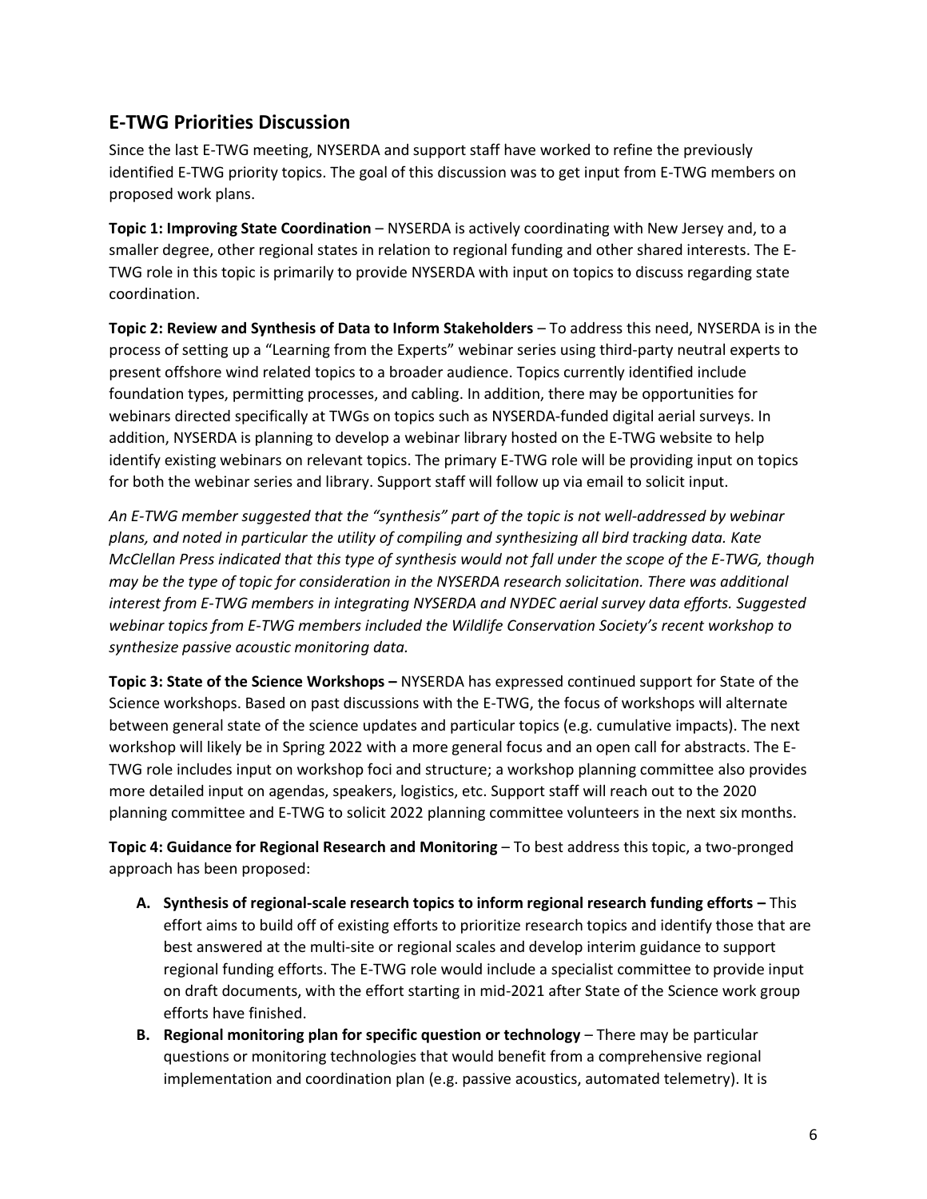## E-TWG Priorities Discussion

Since the last E-TWG meeting, NYSERDA and support staff have worked to refine the previously identified E-TWG priority topics. The goal of this discussion was to get input from E-TWG members on proposed work plans.

**Topic 1: Improving State Coordination** – NYSERDA is actively coordinating with New Jersey and, to a smaller degree, other regional states in relation to regional funding and other shared interests. The E-TWG role in this topic is primarily to provide NYSERDA with input on topics to discuss regarding state coordination.

**Topic 2: Review and Synthesis of Data to Inform Stakeholders** – To address this need, NYSERDA is in the process of setting up a "Learning from the Experts" webinar series using third-party neutral experts to present offshore wind related topics to a broader audience. Topics currently identified include foundation types, permitting processes, and cabling. In addition, there may be opportunities for webinars directed specifically at TWGs on topics such as NYSERDA-funded digital aerial surveys. In addition, NYSERDA is planning to develop a webinar library hosted on the E-TWG website to help identify existing webinars on relevant topics. The primary E-TWG role will be providing input on topics for both the webinar series and library. Support staff will follow up via email to solicit input.

*An E-TWG member suggested that the "synthesis" part of the topic is not well-addressed by webinar plans, and noted in particular the utility of compiling and synthesizing all bird tracking data. Kate McClellan Press indicated that this type of synthesis would not fall under the scope of the E-TWG, though may be the type of topic for consideration in the NYSERDA research solicitation. There was additional interest from E-TWG members in integrating NYSERDA and NYDEC aerial survey data efforts. Suggested webinar topics from E-TWG members included the Wildlife Conservation Society's recent workshop to synthesize passive acoustic monitoring data.*

**Topic 3: State of the Science Workshops –** NYSERDA has expressed continued support for State of the Science workshops. Based on past discussions with the E-TWG, the focus of workshops will alternate between general state of the science updates and particular topics (e.g. cumulative impacts). The next workshop will likely be in Spring 2022 with a more general focus and an open call for abstracts. The E-TWG role includes input on workshop foci and structure; a workshop planning committee also provides more detailed input on agendas, speakers, logistics, etc. Support staff will reach out to the 2020 planning committee and E-TWG to solicit 2022 planning committee volunteers in the next six months.

**Topic 4: Guidance for Regional Research and Monitoring** – To best address this topic, a two-pronged approach has been proposed:

- **A. Synthesis of regional-scale research topics to inform regional research funding efforts –** This effort aims to build off of existing efforts to prioritize research topics and identify those that are best answered at the multi-site or regional scales and develop interim guidance to support regional funding efforts. The E-TWG role would include a specialist committee to provide input on draft documents, with the effort starting in mid-2021 after State of the Science work group efforts have finished.
- **B. Regional monitoring plan for specific question or technology** – There may be particular questions or monitoring technologies that would benefit from a comprehensive regional implementation and coordination plan (e.g. passive acoustics, automated telemetry). It is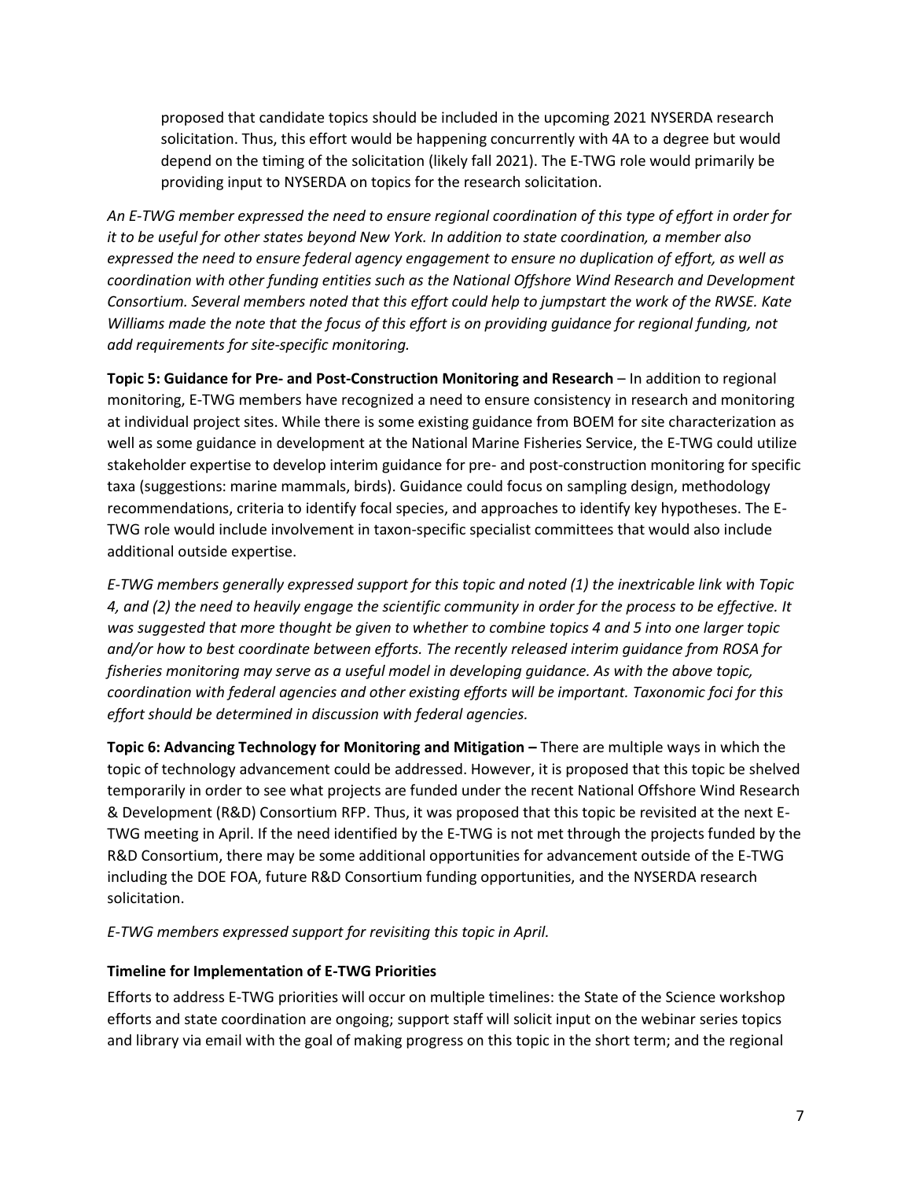proposed that candidate topics should be included in the upcoming 2021 NYSERDA research solicitation. Thus, this effort would be happening concurrently with 4A to a degree but would depend on the timing of the solicitation (likely fall 2021). The E-TWG role would primarily be providing input to NYSERDA on topics for the research solicitation.

*An E-TWG member expressed the need to ensure regional coordination of this type of effort in order for it to be useful for other states beyond New York. In addition to state coordination, a member also expressed the need to ensure federal agency engagement to ensure no duplication of effort, as well as coordination with other funding entities such as the National Offshore Wind Research and Development Consortium. Several members noted that this effort could help to jumpstart the work of the RWSE. Kate Williams made the note that the focus of this effort is on providing guidance for regional funding, not add requirements for site-specific monitoring.*

**Topic 5: Guidance for Pre- and Post-Construction Monitoring and Research** – In addition to regional monitoring, E-TWG members have recognized a need to ensure consistency in research and monitoring at individual project sites. While there is some existing guidance from BOEM for site characterization as well as some guidance in development at the National Marine Fisheries Service, the E-TWG could utilize stakeholder expertise to develop interim guidance for pre- and post-construction monitoring for specific taxa (suggestions: marine mammals, birds). Guidance could focus on sampling design, methodology recommendations, criteria to identify focal species, and approaches to identify key hypotheses. The E-TWG role would include involvement in taxon-specific specialist committees that would also include additional outside expertise.

*E-TWG members generally expressed support for this topic and noted (1) the inextricable link with Topic 4, and (2) the need to heavily engage the scientific community in order for the process to be effective. It was suggested that more thought be given to whether to combine topics 4 and 5 into one larger topic and/or how to best coordinate between efforts. The recently released interim guidance from ROSA for fisheries monitoring may serve as a useful model in developing guidance. As with the above topic, coordination with federal agencies and other existing efforts will be important. Taxonomic foci for this effort should be determined in discussion with federal agencies.*

**Topic 6: Advancing Technology for Monitoring and Mitigation –** There are multiple ways in which the topic of technology advancement could be addressed. However, it is proposed that this topic be shelved temporarily in order to see what projects are funded under the recent National Offshore Wind Research & Development (R&D) Consortium RFP. Thus, it was proposed that this topic be revisited at the next E-TWG meeting in April. If the need identified by the E-TWG is not met through the projects funded by the R&D Consortium, there may be some additional opportunities for advancement outside of the E-TWG including the DOE FOA, future R&D Consortium funding opportunities, and the NYSERDA research solicitation.

*E-TWG members expressed support for revisiting this topic in April.*

**Timeline for Implementation of E-TWG Priorities**

Efforts to address E-TWG priorities will occur on multiple timelines: the State of the Science workshop efforts and state coordination are ongoing; support staff will solicit input on the webinar series topics and library via email with the goal of making progress on this topic in the short term; and the regional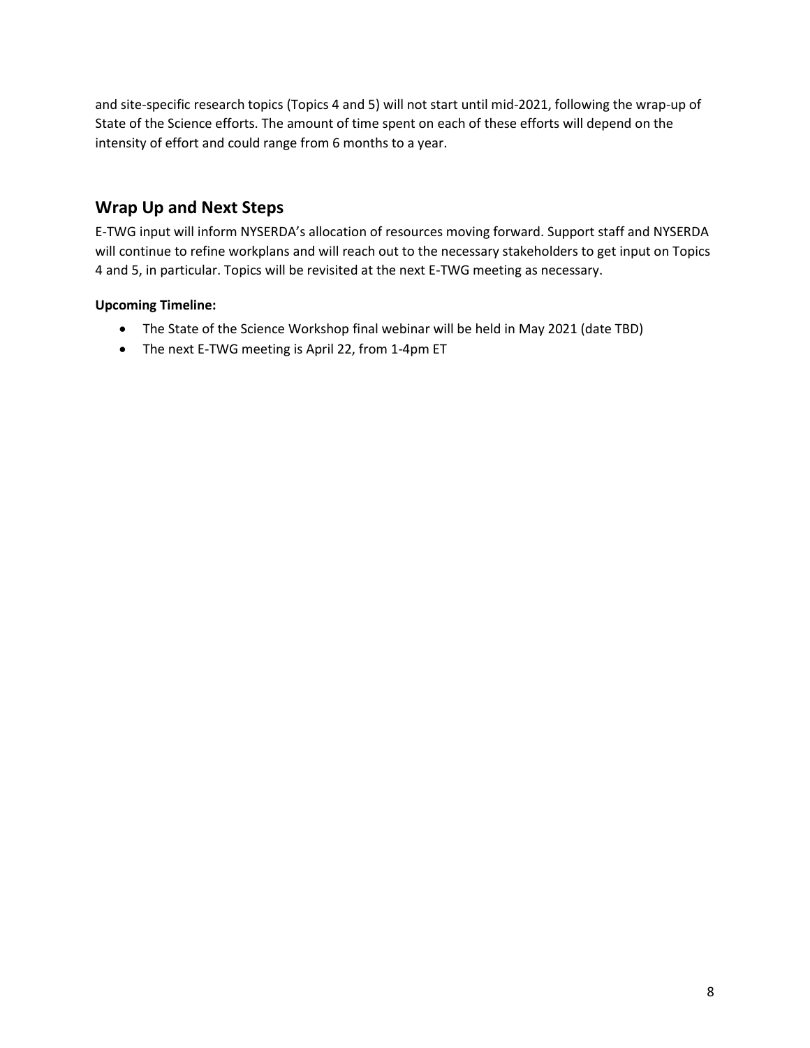and site-specific research topics (Topics 4 and 5) will not start until mid-2021, following the wrap-up of State of the Science efforts. The amount of time spent on each of these efforts will depend on the intensity of effort and could range from 6 months to a year.

## Wrap Up and Next Steps

E-TWG input will inform NYSERDA's allocation of resources moving forward. Support staff and NYSERDA will continue to refine workplans and will reach out to the necessary stakeholders to get input on Topics 4 and 5, in particular. Topics will be revisited at the next E-TWG meeting as necessary.

**Upcoming Timeline:**

- The State of the Science Workshop final webinar will be held in May 2021 (date TBD)
- The next E-TWG meeting is April 22, from 1-4pm ET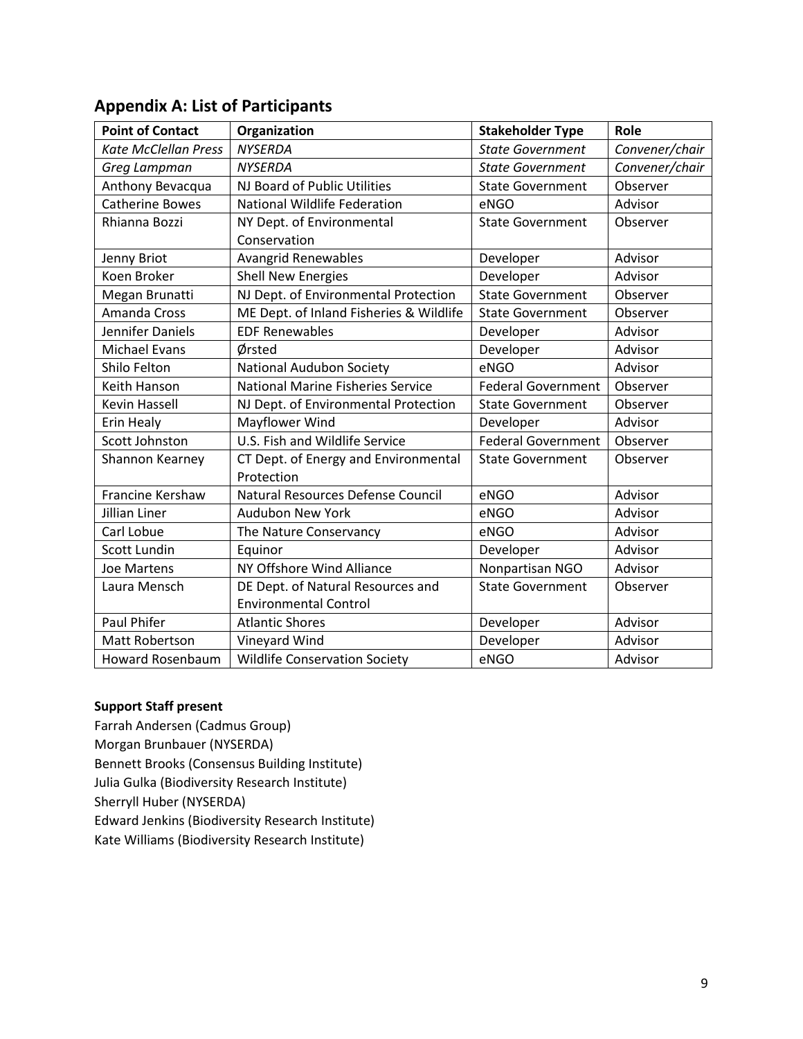## Appendix A: List of Participants

| Point of Contact | Organization | Stakeholder Type | Role |
|---|---|---|---|
| *Kate McClellan Press* | *NYSERDA* | *State Government* | *Convener/chair* |
| *Greg Lampman* | *NYSERDA* | *State Government* | *Convener/chair* |
| Anthony Bevacqua | NJ Board of Public Utilities | State Government | Observer |
| Catherine Bowes | National Wildlife Federation | eNGO | Advisor |
| Rhianna Bozzi | NY Dept. of Environmental Conservation | State Government | Observer |
| Jenny Briot | Avangrid Renewables | Developer | Advisor |
| Koen Broker | Shell New Energies | Developer | Advisor |
| Megan Brunatti | NJ Dept. of Environmental Protection | State Government | Observer |
| Amanda Cross | ME Dept. of Inland Fisheries & Wildlife | State Government | Observer |
| Jennifer Daniels | EDF Renewables | Developer | Advisor |
| Michael Evans | Ørsted | Developer | Advisor |
| Shilo Felton | National Audubon Society | eNGO | Advisor |
| Keith Hanson | National Marine Fisheries Service | Federal Government | Observer |
| Kevin Hassell | NJ Dept. of Environmental Protection | State Government | Observer |
| Erin Healy | Mayflower Wind | Developer | Advisor |
| Scott Johnston | U.S. Fish and Wildlife Service | Federal Government | Observer |
| Shannon Kearney | CT Dept. of Energy and Environmental Protection | State Government | Observer |
| Francine Kershaw | Natural Resources Defense Council | eNGO | Advisor |
| Jillian Liner | Audubon New York | eNGO | Advisor |
| Carl Lobue | The Nature Conservancy | eNGO | Advisor |
| Scott Lundin | Equinor | Developer | Advisor |
| Joe Martens | NY Offshore Wind Alliance | Nonpartisan NGO | Advisor |
| Laura Mensch | DE Dept. of Natural Resources and Environmental Control | State Government | Observer |
| Paul Phifer | Atlantic Shores | Developer | Advisor |
| Matt Robertson | Vineyard Wind | Developer | Advisor |
| Howard Rosenbaum | Wildlife Conservation Society | eNGO | Advisor |

**Support Staff present**

Farrah Andersen (Cadmus Group)
Morgan Brunbauer (NYSERDA)
Bennett Brooks (Consensus Building Institute)
Julia Gulka (Biodiversity Research Institute)
Sherryll Huber (NYSERDA)
Edward Jenkins (Biodiversity Research Institute)
Kate Williams (Biodiversity Research Institute)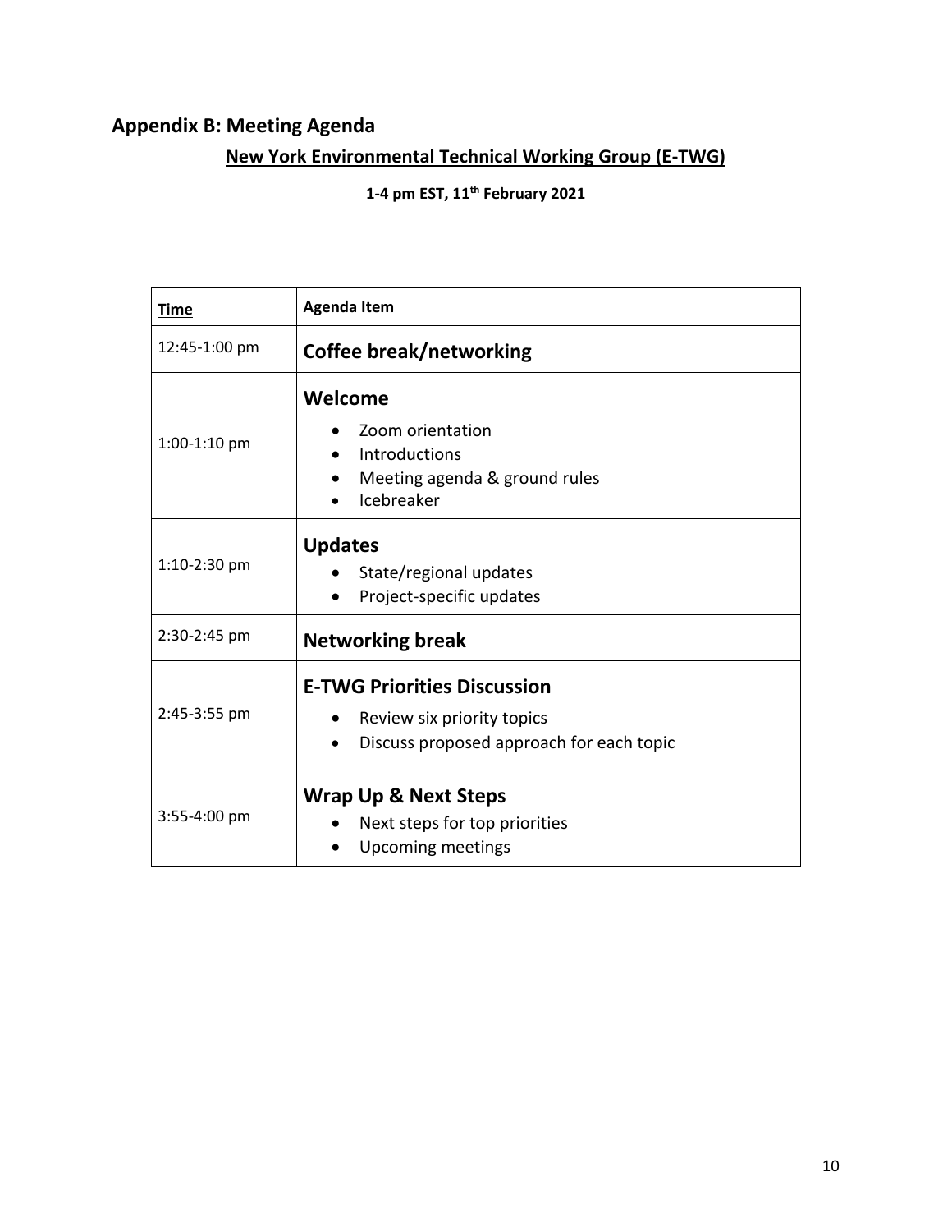## Appendix B: Meeting Agenda

**New York Environmental Technical Working Group (E-TWG)**

**1-4 pm EST, 11th February 2021**

| Time | Agenda Item |
|---|---|
| 12:45-1:00 pm | **Coffee break/networking** |
| 1:00-1:10 pm | **Welcome**<br>• Zoom orientation<br>• Introductions<br>• Meeting agenda & ground rules<br>• Icebreaker |
| 1:10-2:30 pm | **Updates**<br>• State/regional updates<br>• Project-specific updates |
| 2:30-2:45 pm | **Networking break** |
| 2:45-3:55 pm | **E-TWG Priorities Discussion**<br>• Review six priority topics<br>• Discuss proposed approach for each topic |
| 3:55-4:00 pm | **Wrap Up & Next Steps**<br>• Next steps for top priorities<br>• Upcoming meetings |